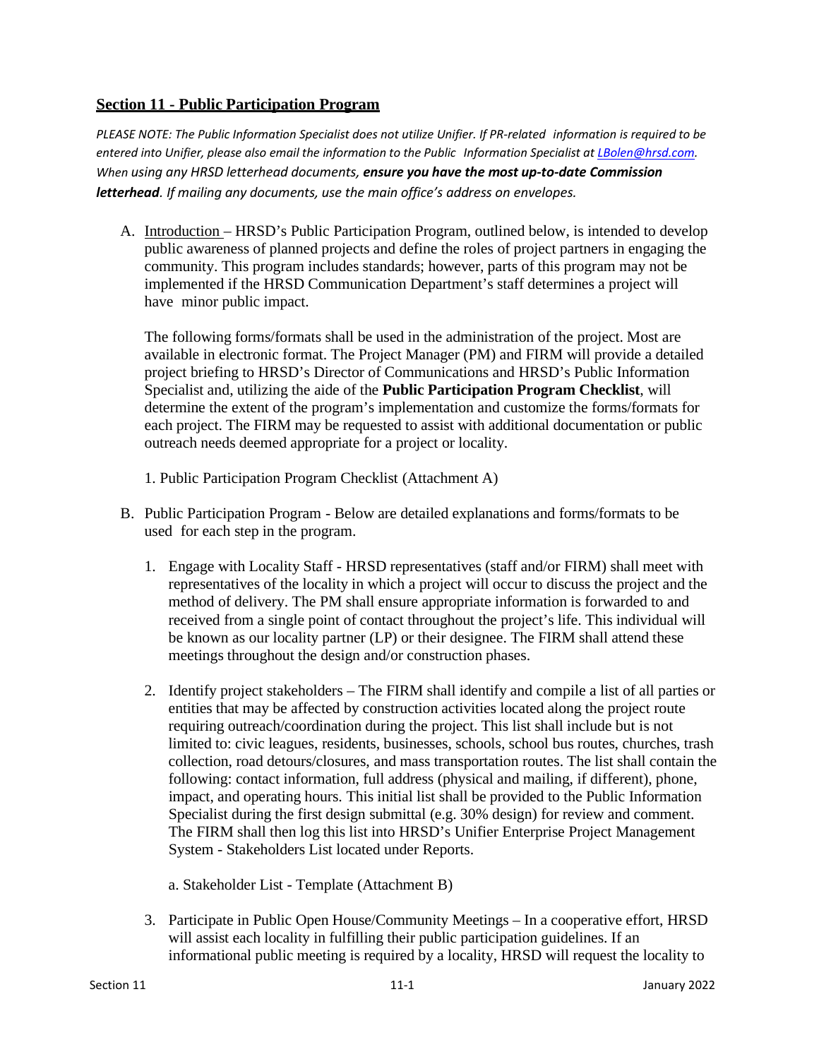## Section 11 - Public Participation Program

*PLEASE NOTE: The Public Information Specialist does not utilize Unifier. If PR-related information is required to be entered into Unifier, please also email the information to the Public Information Specialist at LBolen@hrsd.com. When using any HRSD letterhead documents, **ensure you have the most up-to-date Commission letterhead**. If mailing any documents, use the main office's address on envelopes.*

A. Introduction – HRSD's Public Participation Program, outlined below, is intended to develop public awareness of planned projects and define the roles of project partners in engaging the community. This program includes standards; however, parts of this program may not be implemented if the HRSD Communication Department's staff determines a project will have minor public impact.

   The following forms/formats shall be used in the administration of the project. Most are available in electronic format. The Project Manager (PM) and FIRM will provide a detailed project briefing to HRSD's Director of Communications and HRSD's Public Information Specialist and, utilizing the aide of the **Public Participation Program Checklist**, will determine the extent of the program's implementation and customize the forms/formats for each project. The FIRM may be requested to assist with additional documentation or public outreach needs deemed appropriate for a project or locality.

   1. Public Participation Program Checklist (Attachment A)

B. Public Participation Program - Below are detailed explanations and forms/formats to be used for each step in the program.

   1. Engage with Locality Staff - HRSD representatives (staff and/or FIRM) shall meet with representatives of the locality in which a project will occur to discuss the project and the method of delivery. The PM shall ensure appropriate information is forwarded to and received from a single point of contact throughout the project's life. This individual will be known as our locality partner (LP) or their designee. The FIRM shall attend these meetings throughout the design and/or construction phases.

   2. Identify project stakeholders – The FIRM shall identify and compile a list of all parties or entities that may be affected by construction activities located along the project route requiring outreach/coordination during the project. This list shall include but is not limited to: civic leagues, residents, businesses, schools, school bus routes, churches, trash collection, road detours/closures, and mass transportation routes. The list shall contain the following: contact information, full address (physical and mailing, if different), phone, impact, and operating hours. This initial list shall be provided to the Public Information Specialist during the first design submittal (e.g. 30% design) for review and comment. The FIRM shall then log this list into HRSD's Unifier Enterprise Project Management System - Stakeholders List located under Reports.

      a. Stakeholder List - Template (Attachment B)

   3. Participate in Public Open House/Community Meetings – In a cooperative effort, HRSD will assist each locality in fulfilling their public participation guidelines. If an informational public meeting is required by a locality, HRSD will request the locality to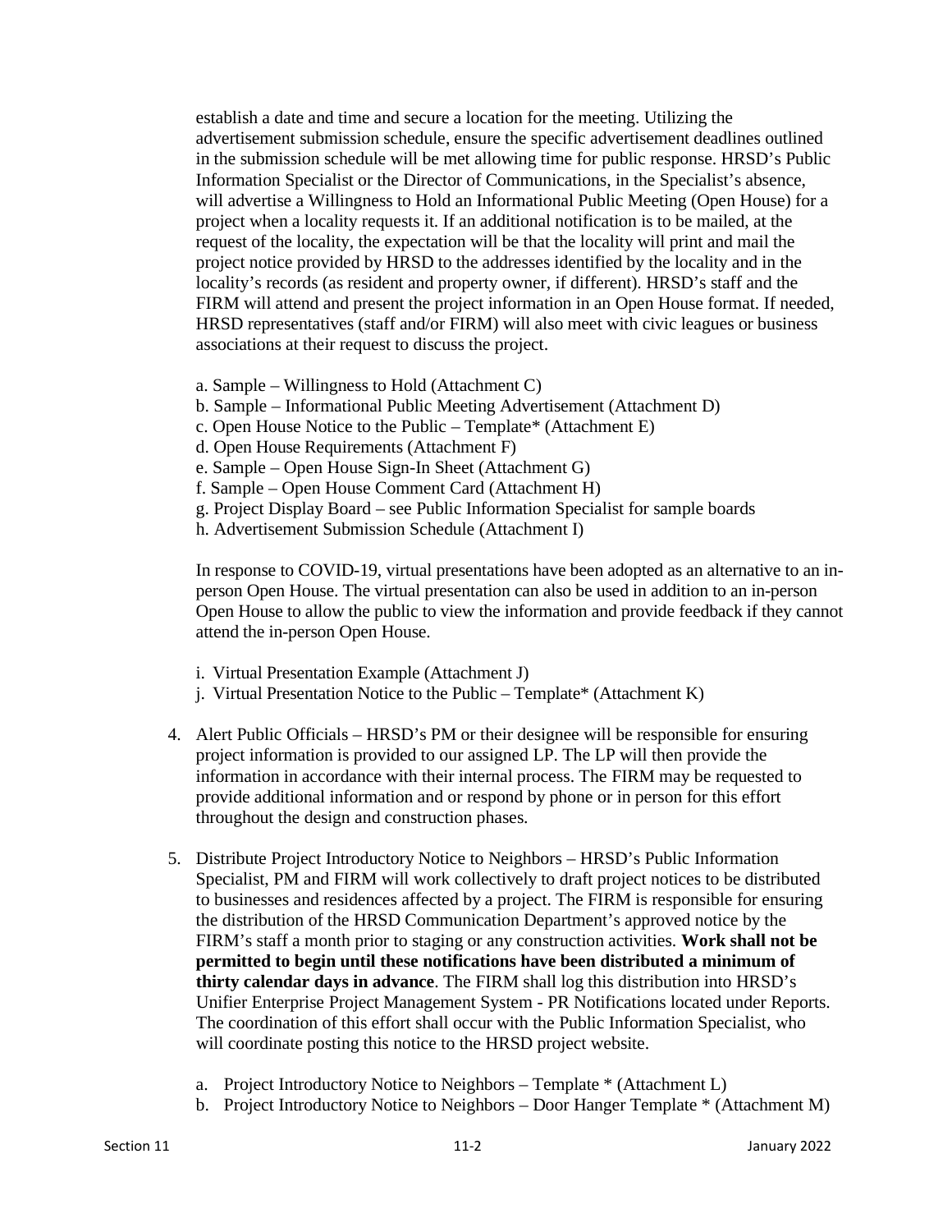establish a date and time and secure a location for the meeting. Utilizing the advertisement submission schedule, ensure the specific advertisement deadlines outlined in the submission schedule will be met allowing time for public response. HRSD's Public Information Specialist or the Director of Communications, in the Specialist's absence, will advertise a Willingness to Hold an Informational Public Meeting (Open House) for a project when a locality requests it. If an additional notification is to be mailed, at the request of the locality, the expectation will be that the locality will print and mail the project notice provided by HRSD to the addresses identified by the locality and in the locality's records (as resident and property owner, if different). HRSD's staff and the FIRM will attend and present the project information in an Open House format. If needed, HRSD representatives (staff and/or FIRM) will also meet with civic leagues or business associations at their request to discuss the project.

a. Sample – Willingness to Hold (Attachment C)
b. Sample – Informational Public Meeting Advertisement (Attachment D)
c. Open House Notice to the Public – Template* (Attachment E)
d. Open House Requirements (Attachment F)
e. Sample – Open House Sign-In Sheet (Attachment G)
f. Sample – Open House Comment Card (Attachment H)
g. Project Display Board – see Public Information Specialist for sample boards
h. Advertisement Submission Schedule (Attachment I)

In response to COVID-19, virtual presentations have been adopted as an alternative to an in-person Open House. The virtual presentation can also be used in addition to an in-person Open House to allow the public to view the information and provide feedback if they cannot attend the in-person Open House.

i. Virtual Presentation Example (Attachment J)
j. Virtual Presentation Notice to the Public – Template* (Attachment K)

4. Alert Public Officials – HRSD's PM or their designee will be responsible for ensuring project information is provided to our assigned LP. The LP will then provide the information in accordance with their internal process. The FIRM may be requested to provide additional information and or respond by phone or in person for this effort throughout the design and construction phases.

5. Distribute Project Introductory Notice to Neighbors – HRSD's Public Information Specialist, PM and FIRM will work collectively to draft project notices to be distributed to businesses and residences affected by a project. The FIRM is responsible for ensuring the distribution of the HRSD Communication Department's approved notice by the FIRM's staff a month prior to staging or any construction activities. **Work shall not be permitted to begin until these notifications have been distributed a minimum of thirty calendar days in advance**. The FIRM shall log this distribution into HRSD's Unifier Enterprise Project Management System - PR Notifications located under Reports. The coordination of this effort shall occur with the Public Information Specialist, who will coordinate posting this notice to the HRSD project website.

   a. Project Introductory Notice to Neighbors – Template * (Attachment L)
   b. Project Introductory Notice to Neighbors – Door Hanger Template * (Attachment M)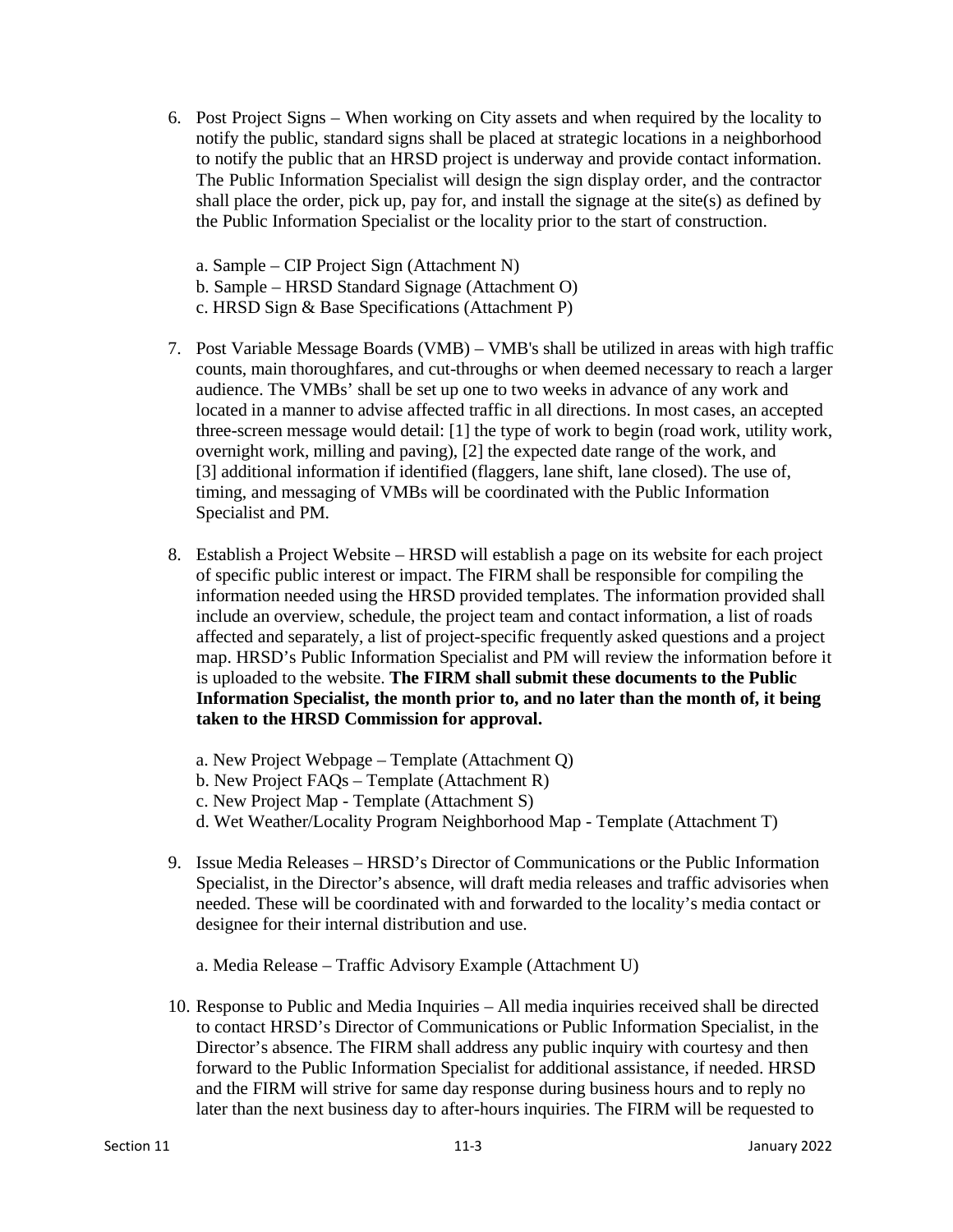6. Post Project Signs – When working on City assets and when required by the locality to notify the public, standard signs shall be placed at strategic locations in a neighborhood to notify the public that an HRSD project is underway and provide contact information. The Public Information Specialist will design the sign display order, and the contractor shall place the order, pick up, pay for, and install the signage at the site(s) as defined by the Public Information Specialist or the locality prior to the start of construction.

   a. Sample – CIP Project Sign (Attachment N)
   b. Sample – HRSD Standard Signage (Attachment O)
   c. HRSD Sign & Base Specifications (Attachment P)

7. Post Variable Message Boards (VMB) – VMB's shall be utilized in areas with high traffic counts, main thoroughfares, and cut-throughs or when deemed necessary to reach a larger audience. The VMBs' shall be set up one to two weeks in advance of any work and located in a manner to advise affected traffic in all directions. In most cases, an accepted three-screen message would detail: [1] the type of work to begin (road work, utility work, overnight work, milling and paving), [2] the expected date range of the work, and [3] additional information if identified (flaggers, lane shift, lane closed). The use of, timing, and messaging of VMBs will be coordinated with the Public Information Specialist and PM.

8. Establish a Project Website – HRSD will establish a page on its website for each project of specific public interest or impact. The FIRM shall be responsible for compiling the information needed using the HRSD provided templates. The information provided shall include an overview, schedule, the project team and contact information, a list of roads affected and separately, a list of project-specific frequently asked questions and a project map. HRSD's Public Information Specialist and PM will review the information before it is uploaded to the website. **The FIRM shall submit these documents to the Public Information Specialist, the month prior to, and no later than the month of, it being taken to the HRSD Commission for approval.**

   a. New Project Webpage – Template (Attachment Q)
   b. New Project FAQs – Template (Attachment R)
   c. New Project Map - Template (Attachment S)
   d. Wet Weather/Locality Program Neighborhood Map - Template (Attachment T)

9. Issue Media Releases – HRSD's Director of Communications or the Public Information Specialist, in the Director's absence, will draft media releases and traffic advisories when needed. These will be coordinated with and forwarded to the locality's media contact or designee for their internal distribution and use.

   a. Media Release – Traffic Advisory Example (Attachment U)

10. Response to Public and Media Inquiries – All media inquiries received shall be directed to contact HRSD's Director of Communications or Public Information Specialist, in the Director's absence. The FIRM shall address any public inquiry with courtesy and then forward to the Public Information Specialist for additional assistance, if needed. HRSD and the FIRM will strive for same day response during business hours and to reply no later than the next business day to after-hours inquiries. The FIRM will be requested to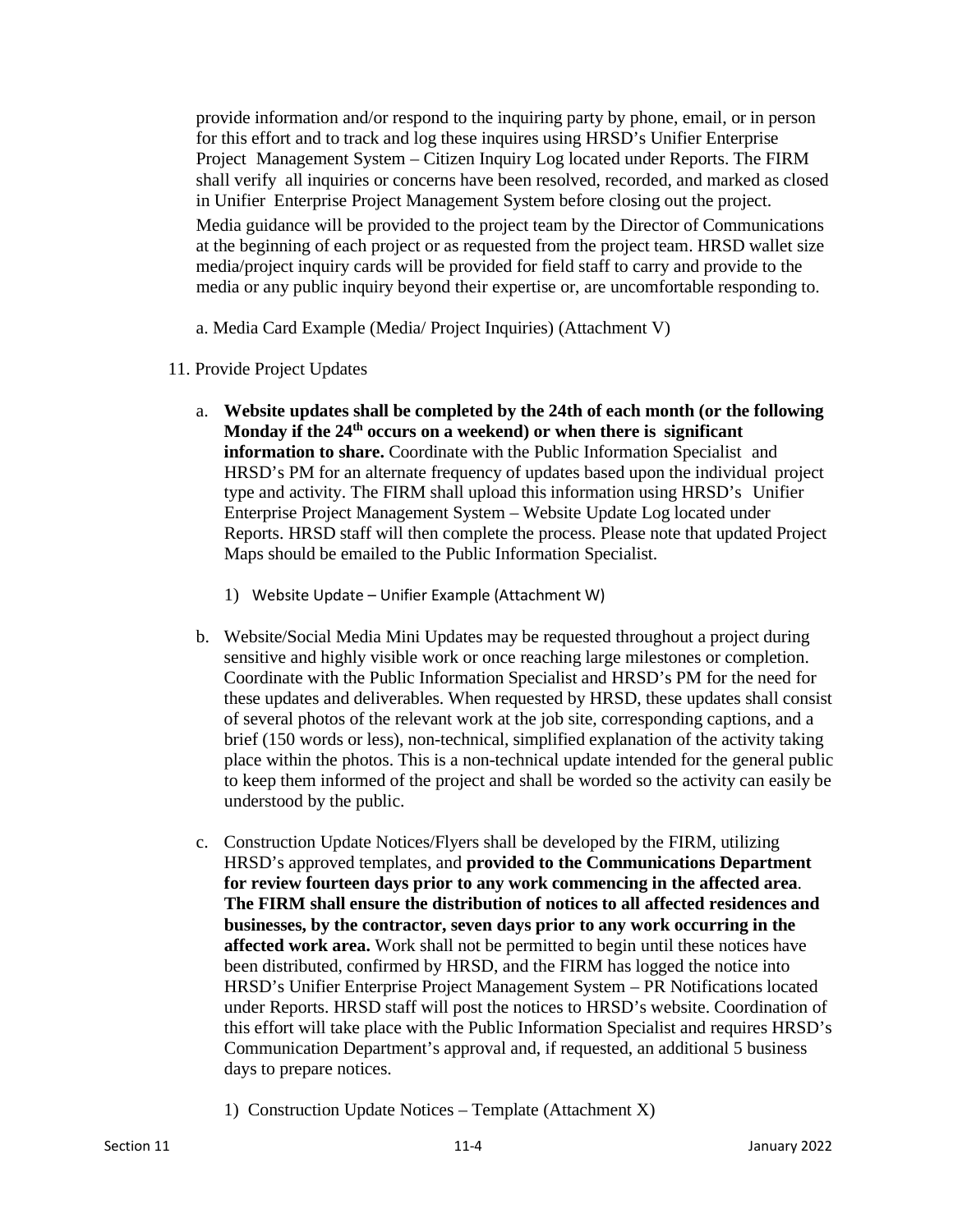provide information and/or respond to the inquiring party by phone, email, or in person for this effort and to track and log these inquires using HRSD's Unifier Enterprise Project Management System – Citizen Inquiry Log located under Reports. The FIRM shall verify all inquiries or concerns have been resolved, recorded, and marked as closed in Unifier Enterprise Project Management System before closing out the project. Media guidance will be provided to the project team by the Director of Communications at the beginning of each project or as requested from the project team. HRSD wallet size media/project inquiry cards will be provided for field staff to carry and provide to the media or any public inquiry beyond their expertise or, are uncomfortable responding to.

a. Media Card Example (Media/ Project Inquiries) (Attachment V)

11. Provide Project Updates

    a. **Website updates shall be completed by the 24th of each month (or the following Monday if the 24th occurs on a weekend) or when there is significant information to share.** Coordinate with the Public Information Specialist and HRSD's PM for an alternate frequency of updates based upon the individual project type and activity. The FIRM shall upload this information using HRSD's Unifier Enterprise Project Management System – Website Update Log located under Reports. HRSD staff will then complete the process. Please note that updated Project Maps should be emailed to the Public Information Specialist.

        1) Website Update – Unifier Example (Attachment W)

    b. Website/Social Media Mini Updates may be requested throughout a project during sensitive and highly visible work or once reaching large milestones or completion. Coordinate with the Public Information Specialist and HRSD's PM for the need for these updates and deliverables. When requested by HRSD, these updates shall consist of several photos of the relevant work at the job site, corresponding captions, and a brief (150 words or less), non-technical, simplified explanation of the activity taking place within the photos. This is a non-technical update intended for the general public to keep them informed of the project and shall be worded so the activity can easily be understood by the public.

    c. Construction Update Notices/Flyers shall be developed by the FIRM, utilizing HRSD's approved templates, and **provided to the Communications Department for review fourteen days prior to any work commencing in the affected area**. **The FIRM shall ensure the distribution of notices to all affected residences and businesses, by the contractor, seven days prior to any work occurring in the affected work area.** Work shall not be permitted to begin until these notices have been distributed, confirmed by HRSD, and the FIRM has logged the notice into HRSD's Unifier Enterprise Project Management System – PR Notifications located under Reports. HRSD staff will post the notices to HRSD's website. Coordination of this effort will take place with the Public Information Specialist and requires HRSD's Communication Department's approval and, if requested, an additional 5 business days to prepare notices.

        1) Construction Update Notices – Template (Attachment X)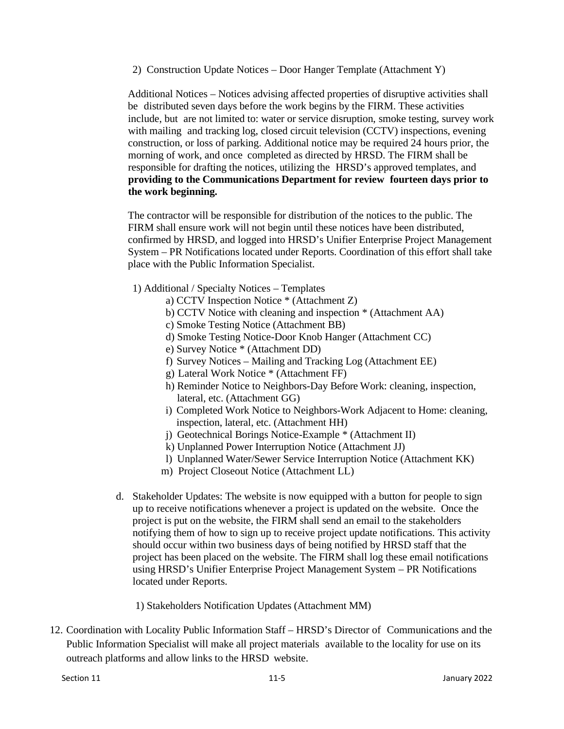2) Construction Update Notices – Door Hanger Template (Attachment Y)

Additional Notices – Notices advising affected properties of disruptive activities shall be distributed seven days before the work begins by the FIRM. These activities include, but are not limited to: water or service disruption, smoke testing, survey work with mailing and tracking log, closed circuit television (CCTV) inspections, evening construction, or loss of parking. Additional notice may be required 24 hours prior, the morning of work, and once completed as directed by HRSD. The FIRM shall be responsible for drafting the notices, utilizing the HRSD's approved templates, and **providing to the Communications Department for review fourteen days prior to the work beginning.**

The contractor will be responsible for distribution of the notices to the public. The FIRM shall ensure work will not begin until these notices have been distributed, confirmed by HRSD, and logged into HRSD's Unifier Enterprise Project Management System – PR Notifications located under Reports. Coordination of this effort shall take place with the Public Information Specialist.

1) Additional / Specialty Notices – Templates
   - a) CCTV Inspection Notice * (Attachment Z)
   - b) CCTV Notice with cleaning and inspection * (Attachment AA)
   - c) Smoke Testing Notice (Attachment BB)
   - d) Smoke Testing Notice-Door Knob Hanger (Attachment CC)
   - e) Survey Notice * (Attachment DD)
   - f) Survey Notices – Mailing and Tracking Log (Attachment EE)
   - g) Lateral Work Notice * (Attachment FF)
   - h) Reminder Notice to Neighbors-Day Before Work: cleaning, inspection, lateral, etc. (Attachment GG)
   - i) Completed Work Notice to Neighbors-Work Adjacent to Home: cleaning, inspection, lateral, etc. (Attachment HH)
   - j) Geotechnical Borings Notice-Example * (Attachment II)
   - k) Unplanned Power Interruption Notice (Attachment JJ)
   - l) Unplanned Water/Sewer Service Interruption Notice (Attachment KK)
   - m) Project Closeout Notice (Attachment LL)

d. Stakeholder Updates: The website is now equipped with a button for people to sign up to receive notifications whenever a project is updated on the website. Once the project is put on the website, the FIRM shall send an email to the stakeholders notifying them of how to sign up to receive project update notifications. This activity should occur within two business days of being notified by HRSD staff that the project has been placed on the website. The FIRM shall log these email notifications using HRSD's Unifier Enterprise Project Management System – PR Notifications located under Reports.

1) Stakeholders Notification Updates (Attachment MM)

12. Coordination with Locality Public Information Staff – HRSD's Director of Communications and the Public Information Specialist will make all project materials available to the locality for use on its outreach platforms and allow links to the HRSD website.